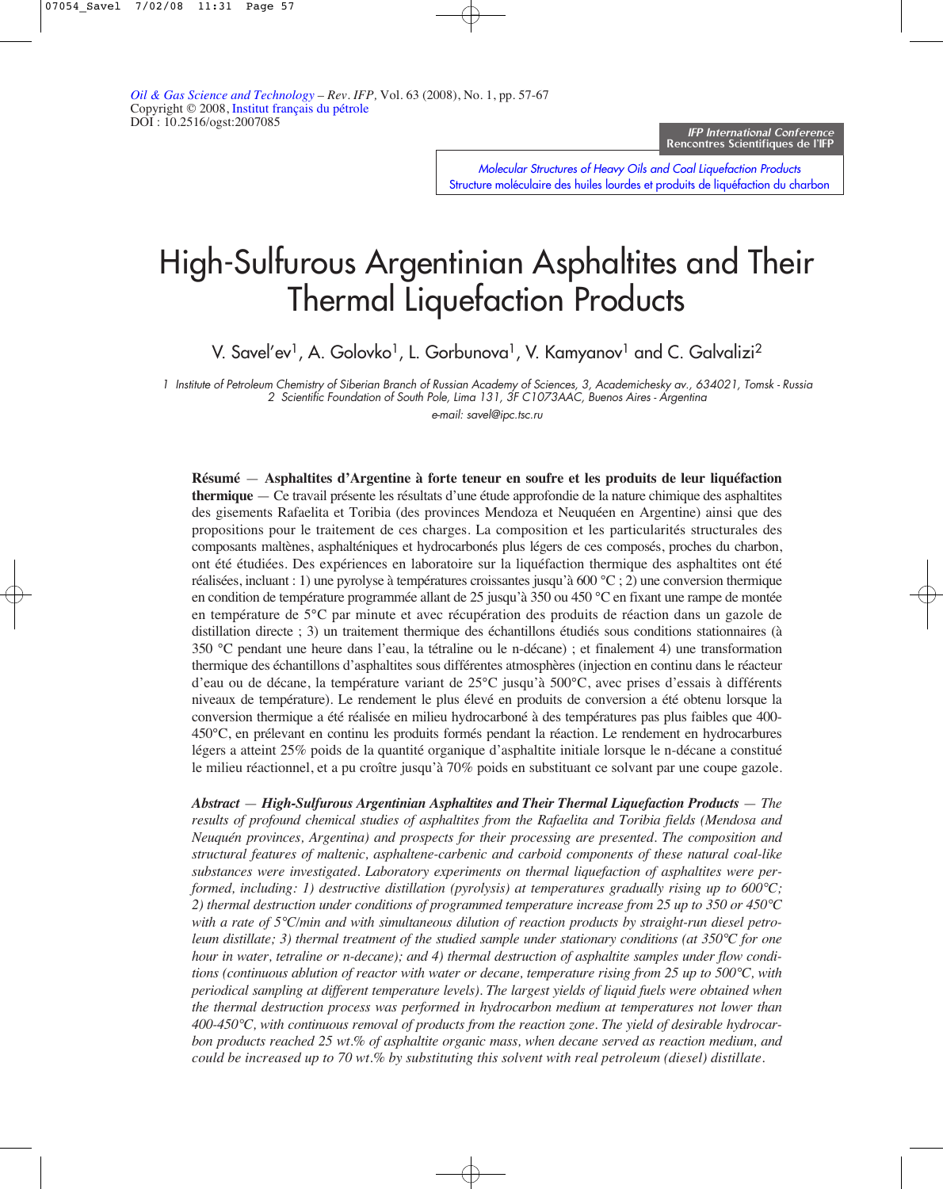IFP International Conference
Rencontres Scientifiques de l'IFP

*Molecular Structures of Heavy Oils and Coal Liquefaction Products*
Structure moléculaire des huiles lourdes et produits de liquéfaction du charbon

# High-Sulfurous Argentinian Asphaltites and Their Thermal Liquefaction Products

V. Savel'ev[1], A. Golovko[1], L. Gorbunova[1], V. Kamyanov[1] and C. Galvalizi[2]

*1 Institute of Petroleum Chemistry of Siberian Branch of Russian Academy of Sciences, 3, Academichesky av., 634021, Tomsk - Russia*
*2 Scientific Foundation of South Pole, Lima 131, 3F C1073AAC, Buenos Aires - Argentina*

*e-mail: savel@ipc.tsc.ru*

**Résumé** — **Asphaltites d'Argentine à forte teneur en soufre et les produits de leur liquéfaction thermique** — Ce travail présente les résultats d'une étude approfondie de la nature chimique des asphaltites des gisements Rafaelita et Toribia (des provinces Mendoza et Neuquéen en Argentine) ainsi que des propositions pour le traitement de ces charges. La composition et les particularités structurales des composants maltènes, asphalténiques et hydrocarbonés plus légers de ces composés, proches du charbon, ont été étudiées. Des expériences en laboratoire sur la liquéfaction thermique des asphaltites ont été réalisées, incluant : 1) une pyrolyse à températures croissantes jusqu'à 600 °C ; 2) une conversion thermique en condition de température programmée allant de 25 jusqu'à 350 ou 450 °C en fixant une rampe de montée en température de 5°C par minute et avec récupération des produits de réaction dans un gazole de distillation directe ; 3) un traitement thermique des échantillons étudiés sous conditions stationnaires (à 350 °C pendant une heure dans l'eau, la tétraline ou le n-décane) ; et finalement 4) une transformation thermique des échantillons d'asphaltites sous différentes atmosphères (injection en continu dans le réacteur d'eau ou de décane, la température variant de 25°C jusqu'à 500°C, avec prises d'essais à différents niveaux de température). Le rendement le plus élevé en produits de conversion a été obtenu lorsque la conversion thermique a été réalisée en milieu hydrocarboné à des températures pas plus faibles que 400-450°C, en prélevant en continu les produits formés pendant la réaction. Le rendement en hydrocarbures légers a atteint 25% poids de la quantité organique d'asphaltite initiale lorsque le n-décane a constitué le milieu réactionnel, et a pu croître jusqu'à 70% poids en substituant ce solvant par une coupe gazole.

***Abstract*** — ***High-Sulfurous Argentinian Asphaltites and Their Thermal Liquefaction Products*** — *The results of profound chemical studies of asphaltites from the Rafaelita and Toribia fields (Mendosa and Neuquén provinces, Argentina) and prospects for their processing are presented. The composition and structural features of maltenic, asphaltene-carbenic and carboid components of these natural coal-like substances were investigated. Laboratory experiments on thermal liquefaction of asphaltites were performed, including: 1) destructive distillation (pyrolysis) at temperatures gradually rising up to 600°C; 2) thermal destruction under conditions of programmed temperature increase from 25 up to 350 or 450°C with a rate of 5°C/min and with simultaneous dilution of reaction products by straight-run diesel petroleum distillate; 3) thermal treatment of the studied sample under stationary conditions (at 350°C for one hour in water, tetraline or n-decane); and 4) thermal destruction of asphaltite samples under flow conditions (continuous ablution of reactor with water or decane, temperature rising from 25 up to 500°C, with periodical sampling at different temperature levels). The largest yields of liquid fuels were obtained when the thermal destruction process was performed in hydrocarbon medium at temperatures not lower than 400-450°C, with continuous removal of products from the reaction zone. The yield of desirable hydrocarbon products reached 25 wt.% of asphaltite organic mass, when decane served as reaction medium, and could be increased up to 70 wt.% by substituting this solvent with real petroleum (diesel) distillate.*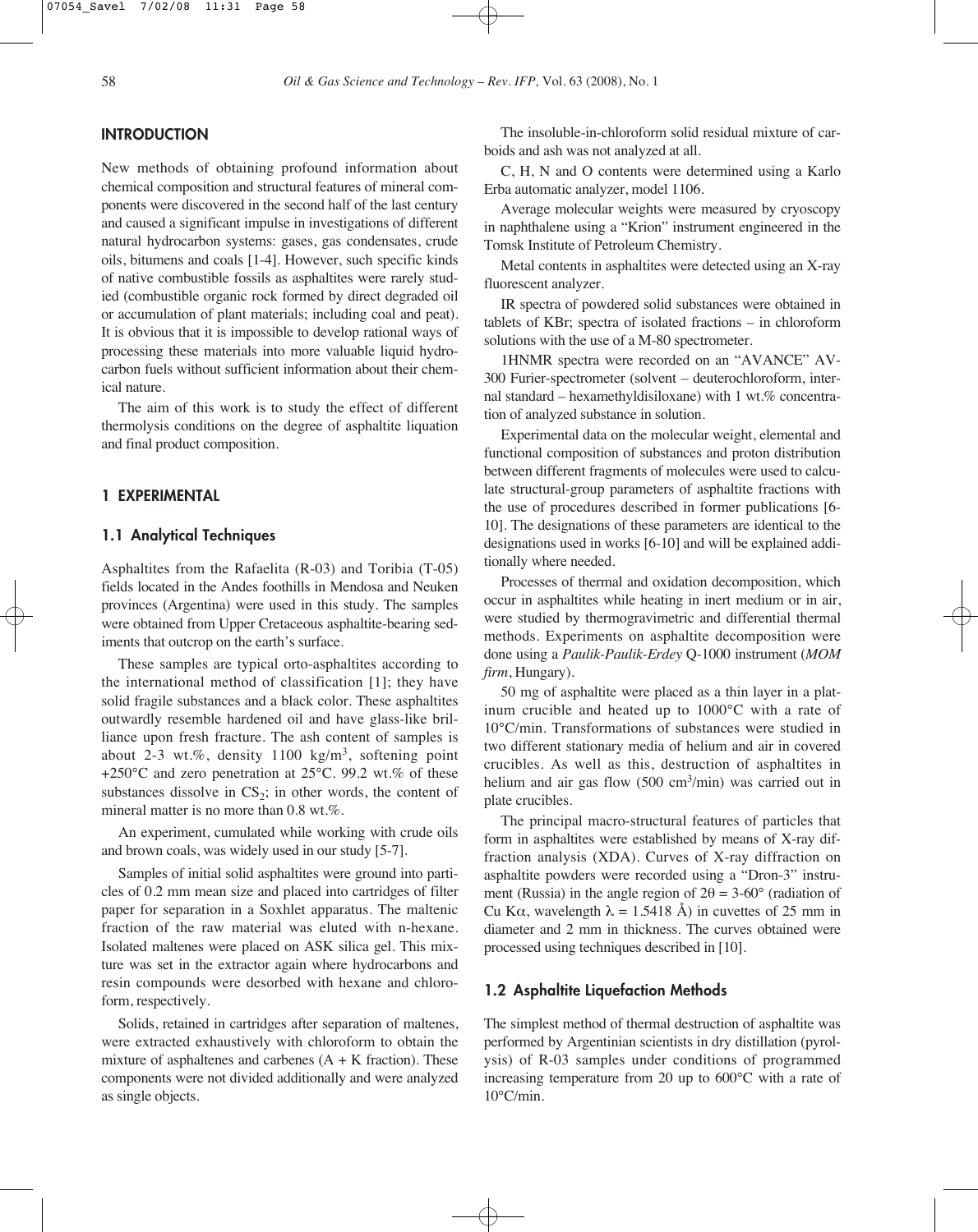## INTRODUCTION

New methods of obtaining profound information about chemical composition and structural features of mineral components were discovered in the second half of the last century and caused a significant impulse in investigations of different natural hydrocarbon systems: gases, gas condensates, crude oils, bitumens and coals [1-4]. However, such specific kinds of native combustible fossils as asphaltites were rarely studied (combustible organic rock formed by direct degraded oil or accumulation of plant materials; including coal and peat). It is obvious that it is impossible to develop rational ways of processing these materials into more valuable liquid hydrocarbon fuels without sufficient information about their chemical nature.

The aim of this work is to study the effect of different thermolysis conditions on the degree of asphaltite liquation and final product composition.

## 1 EXPERIMENTAL

### 1.1 Analytical Techniques

Asphaltites from the Rafaelita (R-03) and Toribia (T-05) fields located in the Andes foothills in Mendosa and Neuken provinces (Argentina) were used in this study. The samples were obtained from Upper Cretaceous asphaltite-bearing sediments that outcrop on the earth's surface.

These samples are typical orto-asphaltites according to the international method of classification [1]; they have solid fragile substances and a black color. These asphaltites outwardly resemble hardened oil and have glass-like brilliance upon fresh fracture. The ash content of samples is about 2-3 wt.%, density 1100 kg/m$^3$, softening point +250°C and zero penetration at 25°C. 99.2 wt.% of these substances dissolve in $CS_2$; in other words, the content of mineral matter is no more than 0.8 wt.%.

An experiment, cumulated while working with crude oils and brown coals, was widely used in our study [5-7].

Samples of initial solid asphaltites were ground into particles of 0.2 mm mean size and placed into cartridges of filter paper for separation in a Soxhlet apparatus. The maltenic fraction of the raw material was eluted with n-hexane. Isolated maltenes were placed on ASK silica gel. This mixture was set in the extractor again where hydrocarbons and resin compounds were desorbed with hexane and chloroform, respectively.

Solids, retained in cartridges after separation of maltenes, were extracted exhaustively with chloroform to obtain the mixture of asphaltenes and carbenes (A + K fraction). These components were not divided additionally and were analyzed as single objects.

The insoluble-in-chloroform solid residual mixture of carboids and ash was not analyzed at all.

C, H, N and O contents were determined using a Karlo Erba automatic analyzer, model 1106.

Average molecular weights were measured by cryoscopy in naphthalene using a "Krion" instrument engineered in the Tomsk Institute of Petroleum Chemistry.

Metal contents in asphaltites were detected using an X-ray fluorescent analyzer.

IR spectra of powdered solid substances were obtained in tablets of KBr; spectra of isolated fractions – in chloroform solutions with the use of a M-80 spectrometer.

1HNMR spectra were recorded on an "AVANCE" AV-300 Furier-spectrometer (solvent – deuterochloroform, internal standard – hexamethyldisiloxane) with 1 wt.% concentration of analyzed substance in solution.

Experimental data on the molecular weight, elemental and functional composition of substances and proton distribution between different fragments of molecules were used to calculate structural-group parameters of asphaltite fractions with the use of procedures described in former publications [6-10]. The designations of these parameters are identical to the designations used in works [6-10] and will be explained additionally where needed.

Processes of thermal and oxidation decomposition, which occur in asphaltites while heating in inert medium or in air, were studied by thermogravimetric and differential thermal methods. Experiments on asphaltite decomposition were done using a *Paulik-Paulik-Erdey* Q-1000 instrument (*MOM firm*, Hungary).

50 mg of asphaltite were placed as a thin layer in a platinum crucible and heated up to 1000°C with a rate of 10°C/min. Transformations of substances were studied in two different stationary media of helium and air in covered crucibles. As well as this, destruction of asphaltites in helium and air gas flow (500 cm$^3$/min) was carried out in plate crucibles.

The principal macro-structural features of particles that form in asphaltites were established by means of X-ray diffraction analysis (XDA). Curves of X-ray diffraction on asphaltite powders were recorded using a "Dron-3" instrument (Russia) in the angle region of $2\theta$ = 3-60° (radiation of Cu K$\alpha$, wavelength $\lambda$ = 1.5418 Å) in cuvettes of 25 mm in diameter and 2 mm in thickness. The curves obtained were processed using techniques described in [10].

### 1.2 Asphaltite Liquefaction Methods

The simplest method of thermal destruction of asphaltite was performed by Argentinian scientists in dry distillation (pyrolysis) of R-03 samples under conditions of programmed increasing temperature from 20 up to 600°C with a rate of 10°C/min.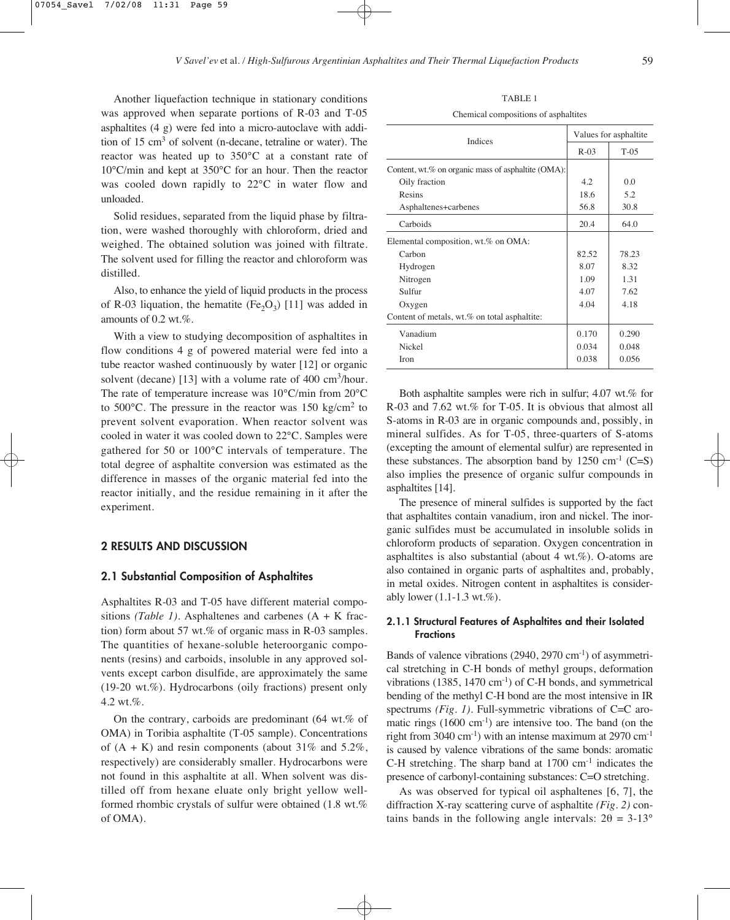Another liquefaction technique in stationary conditions was approved when separate portions of R-03 and T-05 asphaltites (4 g) were fed into a micro-autoclave with addition of 15 $cm^3$ of solvent (n-decane, tetraline or water). The reactor was heated up to 350°C at a constant rate of 10°C/min and kept at 350°C for an hour. Then the reactor was cooled down rapidly to 22°C in water flow and unloaded.

Solid residues, separated from the liquid phase by filtration, were washed thoroughly with chloroform, dried and weighed. The obtained solution was joined with filtrate. The solvent used for filling the reactor and chloroform was distilled.

Also, to enhance the yield of liquid products in the process of R-03 liquation, the hematite ($Fe_2O_3$) [11] was added in amounts of 0.2 wt.%.

With a view to studying decomposition of asphaltites in flow conditions 4 g of powered material were fed into a tube reactor washed continuously by water [12] or organic solvent (decane) [13] with a volume rate of 400 $cm^3$/hour. The rate of temperature increase was 10°C/min from 20°C to 500°C. The pressure in the reactor was 150 $kg/cm^2$ to prevent solvent evaporation. When reactor solvent was cooled in water it was cooled down to 22°C. Samples were gathered for 50 or 100°C intervals of temperature. The total degree of asphaltite conversion was estimated as the difference in masses of the organic material fed into the reactor initially, and the residue remaining in it after the experiment.

## 2 RESULTS AND DISCUSSION

### 2.1 Substantial Composition of Asphaltites

Asphaltites R-03 and T-05 have different material compositions *(Table 1)*. Asphaltenes and carbenes (A + K fraction) form about 57 wt.% of organic mass in R-03 samples. The quantities of hexane-soluble heteroorganic components (resins) and carboids, insoluble in any approved solvents except carbon disulfide, are approximately the same (19-20 wt.%). Hydrocarbons (oily fractions) present only 4.2 wt.%.

On the contrary, carboids are predominant (64 wt.% of OMA) in Toribia asphaltite (T-05 sample). Concentrations of (A + K) and resin components (about 31% and 5.2%, respectively) are considerably smaller. Hydrocarbons were not found in this asphaltite at all. When solvent was distilled off from hexane eluate only bright yellow well-formed rhombic crystals of sulfur were obtained (1.8 wt.% of OMA).

TABLE 1

Chemical compositions of asphaltites

| Indices | Values for asphaltite | |
|---|---|---|
| | R-03 | T-05 |
| Content, wt.% on organic mass of asphaltite (OMA): | | |
| Oily fraction | 4.2 | 0.0 |
| Resins | 18.6 | 5.2 |
| Asphaltenes+carbenes | 56.8 | 30.8 |
| Carboids | 20.4 | 64.0 |
| Elemental composition, wt.% on OMA: | | |
| Carbon | 82.52 | 78.23 |
| Hydrogen | 8.07 | 8.32 |
| Nitrogen | 1.09 | 1.31 |
| Sulfur | 4.07 | 7.62 |
| Oxygen | 4.04 | 4.18 |
| Content of metals, wt.% on total asphaltite: | | |
| Vanadium | 0.170 | 0.290 |
| Nickel | 0.034 | 0.048 |
| Iron | 0.038 | 0.056 |

Both asphaltite samples were rich in sulfur; 4.07 wt.% for R-03 and 7.62 wt.% for T-05. It is obvious that almost all S-atoms in R-03 are in organic compounds and, possibly, in mineral sulfides. As for T-05, three-quarters of S-atoms (excepting the amount of elemental sulfur) are represented in these substances. The absorption band by 1250 $cm^{-1}$ (C=S) also implies the presence of organic sulfur compounds in asphaltites [14].

The presence of mineral sulfides is supported by the fact that asphaltites contain vanadium, iron and nickel. The inorganic sulfides must be accumulated in insoluble solids in chloroform products of separation. Oxygen concentration in asphaltites is also substantial (about 4 wt.%). O-atoms are also contained in organic parts of asphaltites and, probably, in metal oxides. Nitrogen content in asphaltites is considerably lower (1.1-1.3 wt.%).

#### 2.1.1 Structural Features of Asphaltites and their Isolated Fractions

Bands of valence vibrations (2940, 2970 $cm^{-1}$) of asymmetrical stretching in C-H bonds of methyl groups, deformation vibrations (1385, 1470 $cm^{-1}$) of C-H bonds, and symmetrical bending of the methyl C-H bond are the most intensive in IR spectrums *(Fig. 1)*. Full-symmetric vibrations of C=C aromatic rings (1600 $cm^{-1}$) are intensive too. The band (on the right from 3040 $cm^{-1}$) with an intense maximum at 2970 $cm^{-1}$ is caused by valence vibrations of the same bonds: aromatic C-H stretching. The sharp band at 1700 $cm^{-1}$ indicates the presence of carbonyl-containing substances: C=O stretching.

As was observed for typical oil asphaltenes [6, 7], the diffraction X-ray scattering curve of asphaltite *(Fig. 2)* contains bands in the following angle intervals: $2\theta$ = 3-13°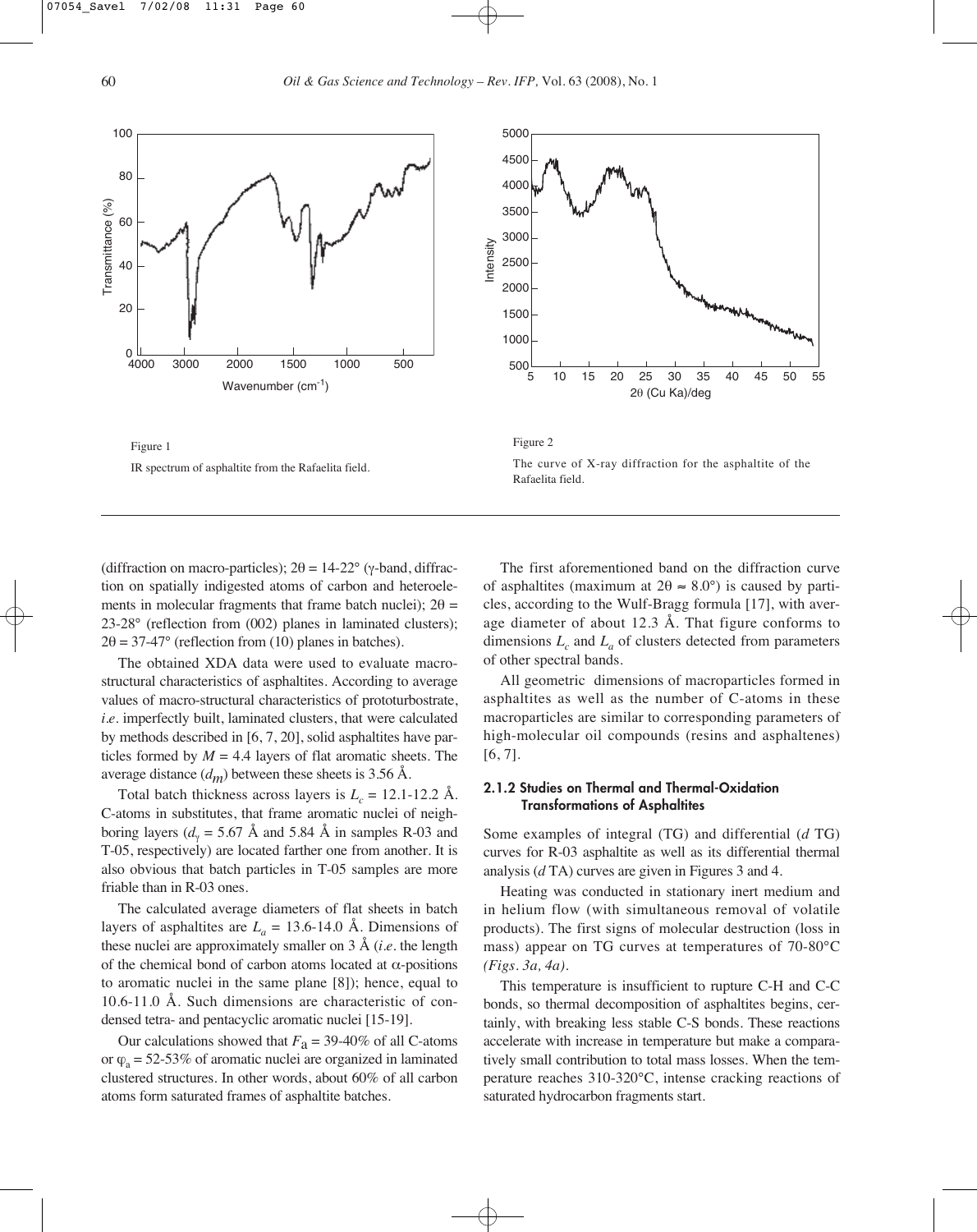Figure 1

IR spectrum of asphaltite from the Rafaelita field.

Figure 2

The curve of X-ray diffraction for the asphaltite of the Rafaelita field.

(diffraction on macro-particles); $2\theta$ = 14-22° ($\gamma$-band, diffraction on spatially indigested atoms of carbon and heteroelements in molecular fragments that frame batch nuclei); $2\theta$ = 23-28° (reflection from (002) planes in laminated clusters); $2\theta$ = 37-47° (reflection from (10) planes in batches).

The obtained XDA data were used to evaluate macrostructural characteristics of asphaltites. According to average values of macro-structural characteristics of prototurbostrate, *i.e.* imperfectly built, laminated clusters, that were calculated by methods described in [6, 7, 20], solid asphaltites have particles formed by $M$ = 4.4 layers of flat aromatic sheets. The average distance ($d_m$) between these sheets is 3.56 Å.

Total batch thickness across layers is $L_c$ = 12.1-12.2 Å. C-atoms in substitutes, that frame aromatic nuclei of neighboring layers ($d_\gamma$ = 5.67 Å and 5.84 Å in samples R-03 and T-05, respectively) are located farther one from another. It is also obvious that batch particles in T-05 samples are more friable than in R-03 ones.

The calculated average diameters of flat sheets in batch layers of asphaltites are $L_a$ = 13.6-14.0 Å. Dimensions of these nuclei are approximately smaller on 3 Å (*i.e.* the length of the chemical bond of carbon atoms located at $\alpha$-positions to aromatic nuclei in the same plane [8]); hence, equal to 10.6-11.0 Å. Such dimensions are characteristic of condensed tetra- and pentacyclic aromatic nuclei [15-19].

Our calculations showed that $F_a$ = 39-40% of all C-atoms or $\varphi_a$ = 52-53% of aromatic nuclei are organized in laminated clustered structures. In other words, about 60% of all carbon atoms form saturated frames of asphaltite batches.

The first aforementioned band on the diffraction curve of asphaltites (maximum at $2\theta \approx 8.0°$) is caused by particles, according to the Wulf-Bragg formula [17], with average diameter of about 12.3 Å. That figure conforms to dimensions $L_c$ and $L_a$ of clusters detected from parameters of other spectral bands.

All geometric dimensions of macroparticles formed in asphaltites as well as the number of C-atoms in these macroparticles are similar to corresponding parameters of high-molecular oil compounds (resins and asphaltenes) [6, 7].

### 2.1.2 Studies on Thermal and Thermal-Oxidation Transformations of Asphaltites

Some examples of integral (TG) and differential ($d$ TG) curves for R-03 asphaltite as well as its differential thermal analysis ($d$ TA) curves are given in Figures 3 and 4.

Heating was conducted in stationary inert medium and in helium flow (with simultaneous removal of volatile products). The first signs of molecular destruction (loss in mass) appear on TG curves at temperatures of 70-80°C *(Figs. 3a, 4a)*.

This temperature is insufficient to rupture C-H and C-C bonds, so thermal decomposition of asphaltites begins, certainly, with breaking less stable C-S bonds. These reactions accelerate with increase in temperature but make a comparatively small contribution to total mass losses. When the temperature reaches 310-320°C, intense cracking reactions of saturated hydrocarbon fragments start.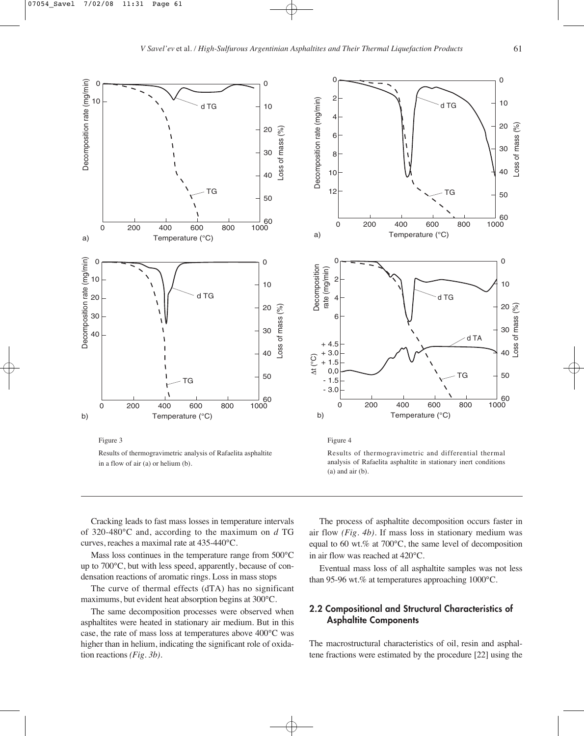Figure 3

Results of thermogravimetric analysis of Rafaelita asphaltite in a flow of air (a) or helium (b).

Figure 4

Results of thermogravimetric and differential thermal analysis of Rafaelita asphaltite in stationary inert conditions (a) and air (b).

Cracking leads to fast mass losses in temperature intervals of 320-480°C and, according to the maximum on *d* TG curves, reaches a maximal rate at 435-440°C.

Mass loss continues in the temperature range from 500°C up to 700°C, but with less speed, apparently, because of condensation reactions of aromatic rings. Loss in mass stops

The curve of thermal effects (dTA) has no significant maximums, but evident heat absorption begins at 300°C.

The same decomposition processes were observed when asphaltites were heated in stationary air medium. But in this case, the rate of mass loss at temperatures above 400°C was higher than in helium, indicating the significant role of oxidation reactions *(Fig. 3b)*.

The process of asphaltite decomposition occurs faster in air flow *(Fig. 4b)*. If mass loss in stationary medium was equal to 60 wt.% at 700°C, the same level of decomposition in air flow was reached at 420°C.

Eventual mass loss of all asphaltite samples was not less than 95-96 wt.% at temperatures approaching 1000°C.

## 2.2 Compositional and Structural Characteristics of Asphaltite Components

The macrostructural characteristics of oil, resin and asphaltene fractions were estimated by the procedure [22] using the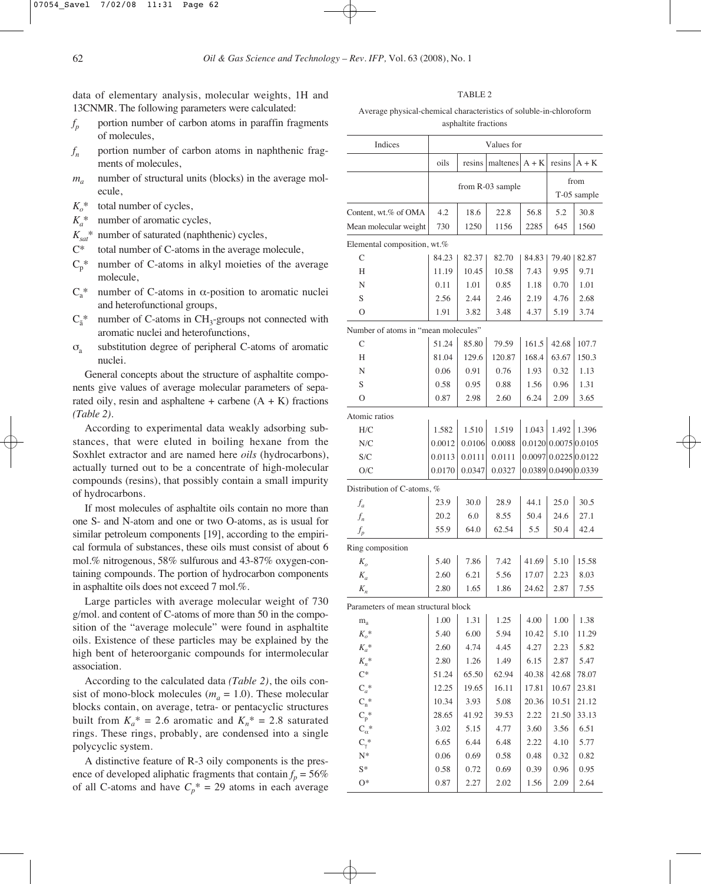data of elementary analysis, molecular weights, 1H and 13CNMR. The following parameters were calculated:

- $f_p$ portion number of carbon atoms in paraffin fragments of molecules,
- $f_n$ portion number of carbon atoms in naphthenic fragments of molecules,
- $m_a$ number of structural units (blocks) in the average molecule,
- $K_o$* total number of cycles,
- $K_a$* number of aromatic cycles,
- $K_{sat}$* number of saturated (naphthenic) cycles,
- C* total number of C-atoms in the average molecule,
- $C_p$* number of C-atoms in alkyl moieties of the average molecule,
- $C_a$* number of C-atoms in $\alpha$-position to aromatic nuclei and heterofunctional groups,
- $C_{\bar{a}}$* number of C-atoms in $CH_3$-groups not connected with aromatic nuclei and heterofunctions,
- $\sigma_a$ substitution degree of peripheral C-atoms of aromatic nuclei.

General concepts about the structure of asphaltite components give values of average molecular parameters of separated oily, resin and asphaltene + carbene (A + K) fractions *(Table 2)*.

According to experimental data weakly adsorbing substances, that were eluted in boiling hexane from the Soxhlet extractor and are named here *oils* (hydrocarbons), actually turned out to be a concentrate of high-molecular compounds (resins), that possibly contain a small impurity of hydrocarbons.

If most molecules of asphaltite oils contain no more than one S- and N-atom and one or two O-atoms, as is usual for similar petroleum components [19], according to the empirical formula of substances, these oils must consist of about 6 mol.% nitrogenous, 58% sulfurous and 43-87% oxygen-containing compounds. The portion of hydrocarbon components in asphaltite oils does not exceed 7 mol.%.

Large particles with average molecular weight of 730 g/mol. and content of C-atoms of more than 50 in the composition of the "average molecule" were found in asphaltite oils. Existence of these particles may be explained by the high bent of heteroorganic compounds for intermolecular association.

According to the calculated data *(Table 2)*, the oils consist of mono-block molecules ($m_a$ = 1.0). These molecular blocks contain, on average, tetra- or pentacyclic structures built from $K_a$* = 2.6 aromatic and $K_n$* = 2.8 saturated rings. These rings, probably, are condensed into a single polycyclic system.

A distinctive feature of R-3 oily components is the presence of developed aliphatic fragments that contain $f_p$ = 56% of all C-atoms and have $C_p$* = 29 atoms in each average

TABLE 2

Average physical-chemical characteristics of soluble-in-chloroform asphaltite fractions

| Indices | Values for | | | | | |
|---|---|---|---|---|---|---|
| | oils | resins | maltenes | A + K | resins | A + K |
| | from R-03 sample | | | | from T-05 sample | |
| Content, wt.% of OMA | 4.2 | 18.6 | 22.8 | 56.8 | 5.2 | 30.8 |
| Mean molecular weight | 730 | 1250 | 1156 | 2285 | 645 | 1560 |
| *Elemental composition, wt.%* | | | | | | |
| C | 84.23 | 82.37 | 82.70 | 84.83 | 79.40 | 82.87 |
| H | 11.19 | 10.45 | 10.58 | 7.43 | 9.95 | 9.71 |
| N | 0.11 | 1.01 | 0.85 | 1.18 | 0.70 | 1.01 |
| S | 2.56 | 2.44 | 2.46 | 2.19 | 4.76 | 2.68 |
| O | 1.91 | 3.82 | 3.48 | 4.37 | 5.19 | 3.74 |
| *Number of atoms in "mean molecules"* | | | | | | |
| C | 51.24 | 85.80 | 79.59 | 161.5 | 42.68 | 107.7 |
| H | 81.04 | 129.6 | 120.87 | 168.4 | 63.67 | 150.3 |
| N | 0.06 | 0.91 | 0.76 | 1.93 | 0.32 | 1.13 |
| S | 0.58 | 0.95 | 0.88 | 1.56 | 0.96 | 1.31 |
| O | 0.87 | 2.98 | 2.60 | 6.24 | 2.09 | 3.65 |
| *Atomic ratios* | | | | | | |
| H/C | 1.582 | 1.510 | 1.519 | 1.043 | 1.492 | 1.396 |
| N/C | 0.0012 | 0.0106 | 0.0088 | 0.0120 | 0.0075 | 0.0105 |
| S/C | 0.0113 | 0.0111 | 0.0111 | 0.0097 | 0.0225 | 0.0122 |
| O/C | 0.0170 | 0.0347 | 0.0327 | 0.0389 | 0.0490 | 0.0339 |
| *Distribution of C-atoms, %* | | | | | | |
| $f_a$ | 23.9 | 30.0 | 28.9 | 44.1 | 25.0 | 30.5 |
| $f_n$ | 20.2 | 6.0 | 8.55 | 50.4 | 24.6 | 27.1 |
| $f_p$ | 55.9 | 64.0 | 62.54 | 5.5 | 50.4 | 42.4 |
| *Ring composition* | | | | | | |
| $K_o$ | 5.40 | 7.86 | 7.42 | 41.69 | 5.10 | 15.58 |
| $K_a$ | 2.60 | 6.21 | 5.56 | 17.07 | 2.23 | 8.03 |
| $K_n$ | 2.80 | 1.65 | 1.86 | 24.62 | 2.87 | 7.55 |
| *Parameters of mean structural block* | | | | | | |
| $m_a$ | 1.00 | 1.31 | 1.25 | 4.00 | 1.00 | 1.38 |
| $K_o$* | 5.40 | 6.00 | 5.94 | 10.42 | 5.10 | 11.29 |
| $K_a$* | 2.60 | 4.74 | 4.45 | 4.27 | 2.23 | 5.82 |
| $K_n$* | 2.80 | 1.26 | 1.49 | 6.15 | 2.87 | 5.47 |
| C* | 51.24 | 65.50 | 62.94 | 40.38 | 42.68 | 78.07 |
| $C_a$* | 12.25 | 19.65 | 16.11 | 17.81 | 10.67 | 23.81 |
| $C_n$* | 10.34 | 3.93 | 5.08 | 20.36 | 10.51 | 21.12 |
| $C_p$* | 28.65 | 41.92 | 39.53 | 2.22 | 21.50 | 33.13 |
| $C_\alpha$* | 3.02 | 5.15 | 4.77 | 3.60 | 3.56 | 6.51 |
| $C_\gamma$* | 6.65 | 6.44 | 6.48 | 2.22 | 4.10 | 5.77 |
| N* | 0.06 | 0.69 | 0.58 | 0.48 | 0.32 | 0.82 |
| S* | 0.58 | 0.72 | 0.69 | 0.39 | 0.96 | 0.95 |
| O* | 0.87 | 2.27 | 2.02 | 1.56 | 2.09 | 2.64 |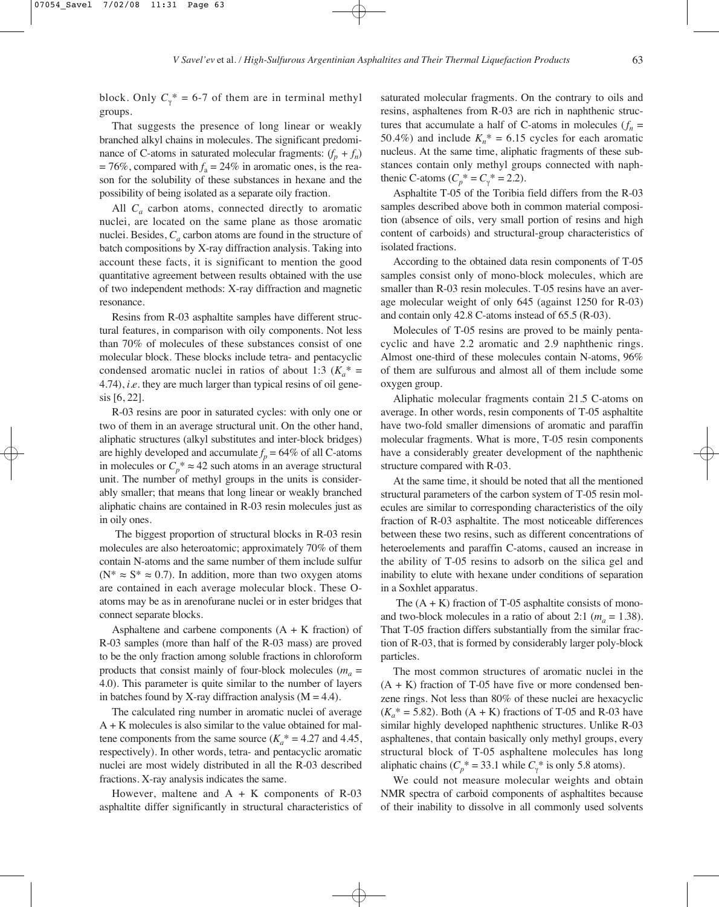block. Only $C_\gamma^* = 6$-7 of them are in terminal methyl groups.

That suggests the presence of long linear or weakly branched alkyl chains in molecules. The significant predominance of C-atoms in saturated molecular fragments: $(f_p + f_n) = 76\%$, compared with $f_a = 24\%$ in aromatic ones, is the reason for the solubility of these substances in hexane and the possibility of being isolated as a separate oily fraction.

All $C_a$ carbon atoms, connected directly to aromatic nuclei, are located on the same plane as those aromatic nuclei. Besides, $C_a$ carbon atoms are found in the structure of batch compositions by X-ray diffraction analysis. Taking into account these facts, it is significant to mention the good quantitative agreement between results obtained with the use of two independent methods: X-ray diffraction and magnetic resonance.

Resins from R-03 asphaltite samples have different structural features, in comparison with oily components. Not less than 70% of molecules of these substances consist of one molecular block. These blocks include tetra- and pentacyclic condensed aromatic nuclei in ratios of about 1:3 ($K_a^* = 4.74$), *i.e.* they are much larger than typical resins of oil genesis [6, 22].

R-03 resins are poor in saturated cycles: with only one or two of them in an average structural unit. On the other hand, aliphatic structures (alkyl substitutes and inter-block bridges) are highly developed and accumulate $f_p = 64\%$ of all C-atoms in molecules or $C_p^* \approx 42$ such atoms in an average structural unit. The number of methyl groups in the units is considerably smaller; that means that long linear or weakly branched aliphatic chains are contained in R-03 resin molecules just as in oily ones.

The biggest proportion of structural blocks in R-03 resin molecules are also heteroatomic; approximately 70% of them contain N-atoms and the same number of them include sulfur ($N^* \approx S^* \approx 0.7$). In addition, more than two oxygen atoms are contained in each average molecular block. These O-atoms may be as in arenofurane nuclei or in ester bridges that connect separate blocks.

Asphaltene and carbene components (A + K fraction) of R-03 samples (more than half of the R-03 mass) are proved to be the only fraction among soluble fractions in chloroform products that consist mainly of four-block molecules ($m_a = 4.0$). This parameter is quite similar to the number of layers in batches found by X-ray diffraction analysis (M = 4.4).

The calculated ring number in aromatic nuclei of average A + K molecules is also similar to the value obtained for maltene components from the same source ($K_a^* = 4.27$ and 4.45, respectively). In other words, tetra- and pentacyclic aromatic nuclei are most widely distributed in all the R-03 described fractions. X-ray analysis indicates the same.

However, maltene and A + K components of R-03 asphaltite differ significantly in structural characteristics of saturated molecular fragments. On the contrary to oils and resins, asphaltenes from R-03 are rich in naphthenic structures that accumulate a half of C-atoms in molecules ($f_n = 50.4\%$) and include $K_n^* = 6.15$ cycles for each aromatic nucleus. At the same time, aliphatic fragments of these substances contain only methyl groups connected with naphthenic C-atoms ($C_p^* = C_\gamma^* = 2.2$).

Asphaltite T-05 of the Toribia field differs from the R-03 samples described above both in common material composition (absence of oils, very small portion of resins and high content of carboids) and structural-group characteristics of isolated fractions.

According to the obtained data resin components of T-05 samples consist only of mono-block molecules, which are smaller than R-03 resin molecules. T-05 resins have an average molecular weight of only 645 (against 1250 for R-03) and contain only 42.8 C-atoms instead of 65.5 (R-03).

Molecules of T-05 resins are proved to be mainly pentacyclic and have 2.2 aromatic and 2.9 naphthenic rings. Almost one-third of these molecules contain N-atoms, 96% of them are sulfurous and almost all of them include some oxygen group.

Aliphatic molecular fragments contain 21.5 C-atoms on average. In other words, resin components of T-05 asphaltite have two-fold smaller dimensions of aromatic and paraffin molecular fragments. What is more, T-05 resin components have a considerably greater development of the naphthenic structure compared with R-03.

At the same time, it should be noted that all the mentioned structural parameters of the carbon system of T-05 resin molecules are similar to corresponding characteristics of the oily fraction of R-03 asphaltite. The most noticeable differences between these two resins, such as different concentrations of heteroelements and paraffin C-atoms, caused an increase in the ability of T-05 resins to adsorb on the silica gel and inability to elute with hexane under conditions of separation in a Soxhlet apparatus.

The (A + K) fraction of T-05 asphaltite consists of mono- and two-block molecules in a ratio of about 2:1 ($m_a = 1.38$). That T-05 fraction differs substantially from the similar fraction of R-03, that is formed by considerably larger poly-block particles.

The most common structures of aromatic nuclei in the (A + K) fraction of T-05 have five or more condensed benzene rings. Not less than 80% of these nuclei are hexacyclic ($K_a^* = 5.82$). Both (A + K) fractions of T-05 and R-03 have similar highly developed naphthenic structures. Unlike R-03 asphaltenes, that contain basically only methyl groups, every structural block of T-05 asphaltene molecules has long aliphatic chains ($C_p^* = 33.1$ while $C_\gamma^*$ is only 5.8 atoms).

We could not measure molecular weights and obtain NMR spectra of carboid components of asphaltites because of their inability to dissolve in all commonly used solvents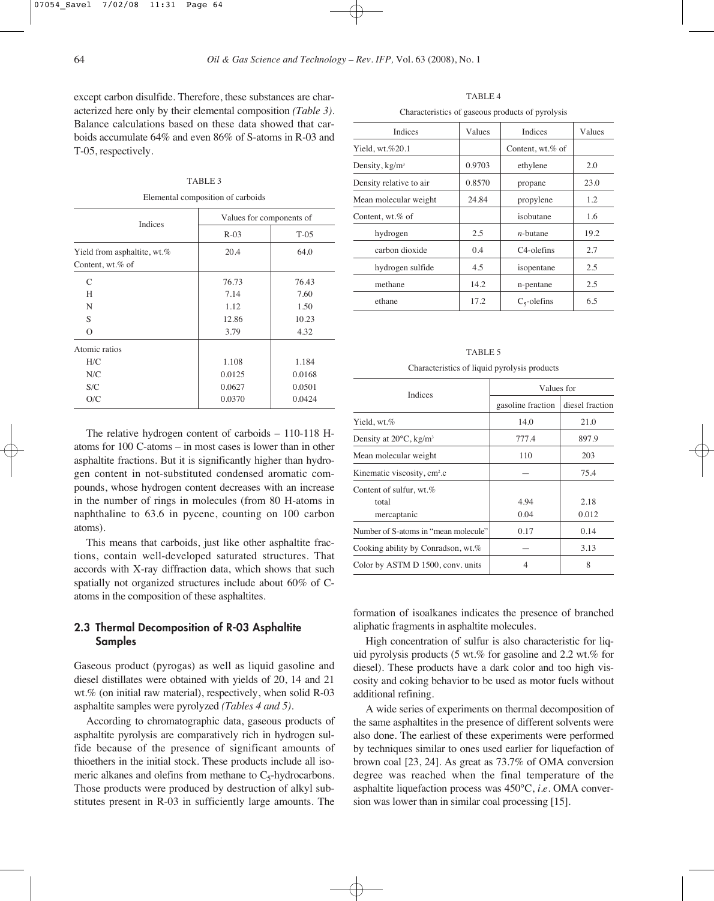except carbon disulfide. Therefore, these substances are characterized here only by their elemental composition *(Table 3)*. Balance calculations based on these data showed that carboids accumulate 64% and even 86% of S-atoms in R-03 and T-05, respectively.

TABLE 3

Elemental composition of carboids

| Indices | Values for components of | |
|---|---|---|
| | R-03 | T-05 |
| Yield from asphaltite, wt.% | 20.4 | 64.0 |
| Content, wt.% of | | |
| C | 76.73 | 76.43 |
| H | 7.14 | 7.60 |
| N | 1.12 | 1.50 |
| S | 12.86 | 10.23 |
| O | 3.79 | 4.32 |
| Atomic ratios | | |
| H/C | 1.108 | 1.184 |
| N/C | 0.0125 | 0.0168 |
| S/C | 0.0627 | 0.0501 |
| O/C | 0.0370 | 0.0424 |

The relative hydrogen content of carboids – 110-118 H-atoms for 100 C-atoms – in most cases is lower than in other asphaltite fractions. But it is significantly higher than hydrogen content in not-substituted condensed aromatic compounds, whose hydrogen content decreases with an increase in the number of rings in molecules (from 80 H-atoms in naphthaline to 63.6 in pycene, counting on 100 carbon atoms).

This means that carboids, just like other asphaltite fractions, contain well-developed saturated structures. That accords with X-ray diffraction data, which shows that such spatially not organized structures include about 60% of C-atoms in the composition of these asphaltites.

## 2.3 Thermal Decomposition of R-03 Asphaltite Samples

Gaseous product (pyrogas) as well as liquid gasoline and diesel distillates were obtained with yields of 20, 14 and 21 wt.% (on initial raw material), respectively, when solid R-03 asphaltite samples were pyrolyzed *(Tables 4 and 5)*.

According to chromatographic data, gaseous products of asphaltite pyrolysis are comparatively rich in hydrogen sulfide because of the presence of significant amounts of thioethers in the initial stock. These products include all isomeric alkanes and olefins from methane to $C_5$-hydrocarbons. Those products were produced by destruction of alkyl substitutes present in R-03 in sufficiently large amounts. The formation of isoalkanes indicates the presence of branched aliphatic fragments in asphaltite molecules.

TABLE 4

Characteristics of gaseous products of pyrolysis

| Indices | Values | Indices | Values |
|---|---|---|---|
| Yield, wt.%20.1 | | Content, wt.% of | |
| Density, kg/m³ | 0.9703 | ethylene | 2.0 |
| Density relative to air | 0.8570 | propane | 23.0 |
| Mean molecular weight | 24.84 | propylene | 1.2 |
| Content, wt.% of | | isobutane | 1.6 |
| hydrogen | 2.5 | *n*-butane | 19.2 |
| carbon dioxide | 0.4 | C4-olefins | 2.7 |
| hydrogen sulfide | 4.5 | isopentane | 2.5 |
| methane | 14.2 | n-pentane | 2.5 |
| ethane | 17.2 | $C_5$-olefins | 6.5 |

TABLE 5

Characteristics of liquid pyrolysis products

| Indices | Values for | |
|---|---|---|
| | gasoline fraction | diesel fraction |
| Yield, wt.% | 14.0 | 21.0 |
| Density at 20°C, kg/m³ | 777.4 | 897.9 |
| Mean molecular weight | 110 | 203 |
| Kinematic viscosity, cm².c | — | 75.4 |
| Content of sulfur, wt.% | | |
| total | 4.94 | 2.18 |
| mercaptanic | 0.04 | 0.012 |
| Number of S-atoms in "mean molecule" | 0.17 | 0.14 |
| Cooking ability by Conradson, wt.% | — | 3.13 |
| Color by ASTM D 1500, conv. units | 4 | 8 |

High concentration of sulfur is also characteristic for liquid pyrolysis products (5 wt.% for gasoline and 2.2 wt.% for diesel). These products have a dark color and too high viscosity and coking behavior to be used as motor fuels without additional refining.

A wide series of experiments on thermal decomposition of the same asphaltites in the presence of different solvents were also done. The earliest of these experiments were performed by techniques similar to ones used earlier for liquefaction of brown coal [23, 24]. As great as 73.7% of OMA conversion degree was reached when the final temperature of the asphaltite liquefaction process was 450°C, *i.e.* OMA conversion was lower than in similar coal processing [15].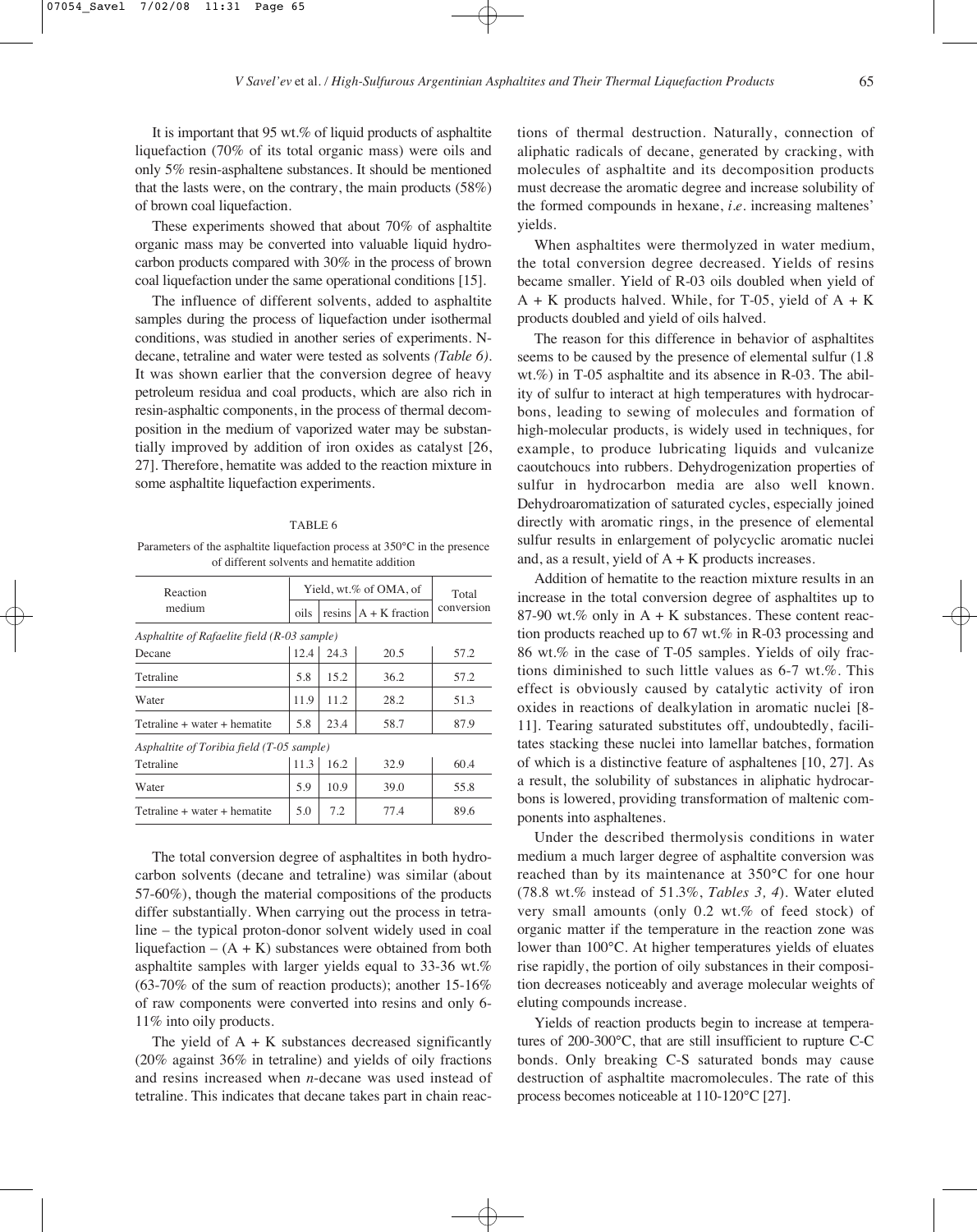It is important that 95 wt.% of liquid products of asphaltite liquefaction (70% of its total organic mass) were oils and only 5% resin-asphaltene substances. It should be mentioned that the lasts were, on the contrary, the main products (58%) of brown coal liquefaction.

These experiments showed that about 70% of asphaltite organic mass may be converted into valuable liquid hydrocarbon products compared with 30% in the process of brown coal liquefaction under the same operational conditions [15].

The influence of different solvents, added to asphaltite samples during the process of liquefaction under isothermal conditions, was studied in another series of experiments. N-decane, tetraline and water were tested as solvents *(Table 6)*. It was shown earlier that the conversion degree of heavy petroleum residua and coal products, which are also rich in resin-asphaltic components, in the process of thermal decomposition in the medium of vaporized water may be substantially improved by addition of iron oxides as catalyst [26, 27]. Therefore, hematite was added to the reaction mixture in some asphaltite liquefaction experiments.

TABLE 6

Parameters of the asphaltite liquefaction process at 350°C in the presence of different solvents and hematite addition

| Reaction medium | Yield, wt.% of OMA, of | | | Total conversion |
|---|---|---|---|---|
| | oils | resins | A + K fraction | |
| *Asphaltite of Rafaelite field (R-03 sample)* | | | | |
| Decane | 12.4 | 24.3 | 20.5 | 57.2 |
| Tetraline | 5.8 | 15.2 | 36.2 | 57.2 |
| Water | 11.9 | 11.2 | 28.2 | 51.3 |
| Tetraline + water + hematite | 5.8 | 23.4 | 58.7 | 87.9 |
| *Asphaltite of Toribia field (T-05 sample)* | | | | |
| Tetraline | 11.3 | 16.2 | 32.9 | 60.4 |
| Water | 5.9 | 10.9 | 39.0 | 55.8 |
| Tetraline + water + hematite | 5.0 | 7.2 | 77.4 | 89.6 |

The total conversion degree of asphaltites in both hydrocarbon solvents (decane and tetraline) was similar (about 57-60%), though the material compositions of the products differ substantially. When carrying out the process in tetraline – the typical proton-donor solvent widely used in coal liquefaction – (A + K) substances were obtained from both asphaltite samples with larger yields equal to 33-36 wt.% (63-70% of the sum of reaction products); another 15-16% of raw components were converted into resins and only 6-11% into oily products.

The yield of A + K substances decreased significantly (20% against 36% in tetraline) and yields of oily fractions and resins increased when *n*-decane was used instead of tetraline. This indicates that decane takes part in chain reactions of thermal destruction. Naturally, connection of aliphatic radicals of decane, generated by cracking, with molecules of asphaltite and its decomposition products must decrease the aromatic degree and increase solubility of the formed compounds in hexane, *i.e.* increasing maltenes' yields.

When asphaltites were thermolyzed in water medium, the total conversion degree decreased. Yields of resins became smaller. Yield of R-03 oils doubled when yield of A + K products halved. While, for T-05, yield of A + K products doubled and yield of oils halved.

The reason for this difference in behavior of asphaltites seems to be caused by the presence of elemental sulfur (1.8 wt.%) in T-05 asphaltite and its absence in R-03. The ability of sulfur to interact at high temperatures with hydrocarbons, leading to sewing of molecules and formation of high-molecular products, is widely used in techniques, for example, to produce lubricating liquids and vulcanize caoutchoucs into rubbers. Dehydrogenization properties of sulfur in hydrocarbon media are also well known. Dehydroaromatization of saturated cycles, especially joined directly with aromatic rings, in the presence of elemental sulfur results in enlargement of polycyclic aromatic nuclei and, as a result, yield of A + K products increases.

Addition of hematite to the reaction mixture results in an increase in the total conversion degree of asphaltites up to 87-90 wt.% only in A + K substances. These content reaction products reached up to 67 wt.% in R-03 processing and 86 wt.% in the case of T-05 samples. Yields of oily fractions diminished to such little values as 6-7 wt.%. This effect is obviously caused by catalytic activity of iron oxides in reactions of dealkylation in aromatic nuclei [8-11]. Tearing saturated substitutes off, undoubtedly, facilitates stacking these nuclei into lamellar batches, formation of which is a distinctive feature of asphaltenes [10, 27]. As a result, the solubility of substances in aliphatic hydrocarbons is lowered, providing transformation of maltenic components into asphaltenes.

Under the described thermolysis conditions in water medium a much larger degree of asphaltite conversion was reached than by its maintenance at 350°C for one hour (78.8 wt.% instead of 51.3%, *Tables 3, 4*). Water eluted very small amounts (only 0.2 wt.% of feed stock) of organic matter if the temperature in the reaction zone was lower than 100°C. At higher temperatures yields of eluates rise rapidly, the portion of oily substances in their composition decreases noticeably and average molecular weights of eluting compounds increase.

Yields of reaction products begin to increase at temperatures of 200-300°C, that are still insufficient to rupture C-C bonds. Only breaking C-S saturated bonds may cause destruction of asphaltite macromolecules. The rate of this process becomes noticeable at 110-120°C [27].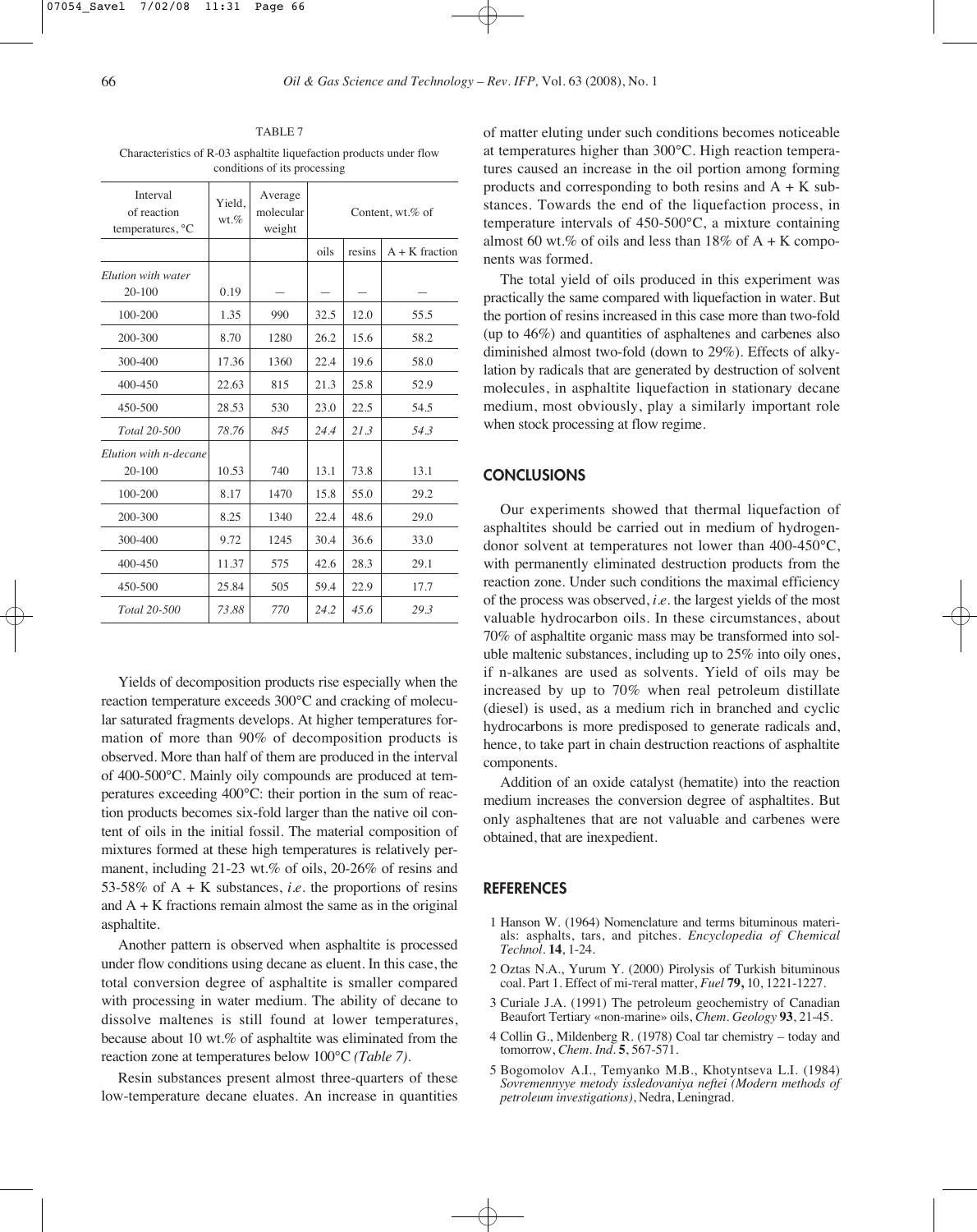TABLE 7

Characteristics of R-03 asphaltite liquefaction products under flow conditions of its processing

| Interval of reaction temperatures, °C | Yield, wt.% | Average molecular weight | Content, wt.% of | | |
|---|---|---|---|---|---|
| | | | oils | resins | A + K fraction |
| *Elution with water* | | | | | |
| 20-100 | 0.19 | – | – | – | – |
| 100-200 | 1.35 | 990 | 32.5 | 12.0 | 55.5 |
| 200-300 | 8.70 | 1280 | 26.2 | 15.6 | 58.2 |
| 300-400 | 17.36 | 1360 | 22.4 | 19.6 | 58.0 |
| 400-450 | 22.63 | 815 | 21.3 | 25.8 | 52.9 |
| 450-500 | 28.53 | 530 | 23.0 | 22.5 | 54.5 |
| *Total 20-500* | *78.76* | *845* | *24.4* | *21.3* | *54.3* |
| *Elution with n-decane* | | | | | |
| 20-100 | 10.53 | 740 | 13.1 | 73.8 | 13.1 |
| 100-200 | 8.17 | 1470 | 15.8 | 55.0 | 29.2 |
| 200-300 | 8.25 | 1340 | 22.4 | 48.6 | 29.0 |
| 300-400 | 9.72 | 1245 | 30.4 | 36.6 | 33.0 |
| 400-450 | 11.37 | 575 | 42.6 | 28.3 | 29.1 |
| 450-500 | 25.84 | 505 | 59.4 | 22.9 | 17.7 |
| *Total 20-500* | *73.88* | *770* | *24.2* | *45.6* | *29.3* |

Yields of decomposition products rise especially when the reaction temperature exceeds 300°C and cracking of molecular saturated fragments develops. At higher temperatures formation of more than 90% of decomposition products is observed. More than half of them are produced in the interval of 400-500°C. Mainly oily compounds are produced at temperatures exceeding 400°C: their portion in the sum of reaction products becomes six-fold larger than the native oil content of oils in the initial fossil. The material composition of mixtures formed at these high temperatures is relatively permanent, including 21-23 wt.% of oils, 20-26% of resins and 53-58% of A + K substances, *i.e.* the proportions of resins and A + K fractions remain almost the same as in the original asphaltite.

Another pattern is observed when asphaltite is processed under flow conditions using decane as eluent. In this case, the total conversion degree of asphaltite is smaller compared with processing in water medium. The ability of decane to dissolve maltenes is still found at lower temperatures, because about 10 wt.% of asphaltite was eliminated from the reaction zone at temperatures below 100°C *(Table 7)*.

Resin substances present almost three-quarters of these low-temperature decane eluates. An increase in quantities of matter eluting under such conditions becomes noticeable at temperatures higher than 300°C. High reaction temperatures caused an increase in the oil portion among forming products and corresponding to both resins and A + K substances. Towards the end of the liquefaction process, in temperature intervals of 450-500°C, a mixture containing almost 60 wt.% of oils and less than 18% of A + K components was formed.

The total yield of oils produced in this experiment was practically the same compared with liquefaction in water. But the portion of resins increased in this case more than two-fold (up to 46%) and quantities of asphaltenes and carbenes also diminished almost two-fold (down to 29%). Effects of alkylation by radicals that are generated by destruction of solvent molecules, in asphaltite liquefaction in stationary decane medium, most obviously, play a similarly important role when stock processing at flow regime.

## CONCLUSIONS

Our experiments showed that thermal liquefaction of asphaltites should be carried out in medium of hydrogen-donor solvent at temperatures not lower than 400-450°C, with permanently eliminated destruction products from the reaction zone. Under such conditions the maximal efficiency of the process was observed, *i.e.* the largest yields of the most valuable hydrocarbon oils. In these circumstances, about 70% of asphaltite organic mass may be transformed into soluble maltenic substances, including up to 25% into oily ones, if n-alkanes are used as solvents. Yield of oils may be increased by up to 70% when real petroleum distillate (diesel) is used, as a medium rich in branched and cyclic hydrocarbons is more predisposed to generate radicals and, hence, to take part in chain destruction reactions of asphaltite components.

Addition of an oxide catalyst (hematite) into the reaction medium increases the conversion degree of asphaltites. But only asphaltenes that are not valuable and carbenes were obtained, that are inexpedient.

## REFERENCES

1 Hanson W. (1964) Nomenclature and terms bituminous materials: asphalts, tars, and pitches. *Encyclopedia of Chemical Technol.* **14**, 1-24.

2 Oztas N.A., Yurum Y. (2000) Pyrolysis of Turkish bituminous coal. Part 1. Effect of mi-reral matter, *Fuel* **79,** 10, 1221-1227.

3 Curiale J.A. (1991) The petroleum geochemistry of Canadian Beaufort Tertiary «non-marine» oils, *Chem. Geology* **93**, 21-45.

4 Collin G., Mildenberg R. (1978) Coal tar chemistry – today and tomorrow, *Chem. Ind.* **5**, 567-571.

5 Bogomolov A.I., Temyanko M.B., Khotyntseva L.I. (1984) *Sovremennyye metody issledovaniya neftei (Modern methods of petroleum investigations)*, Nedra, Leningrad.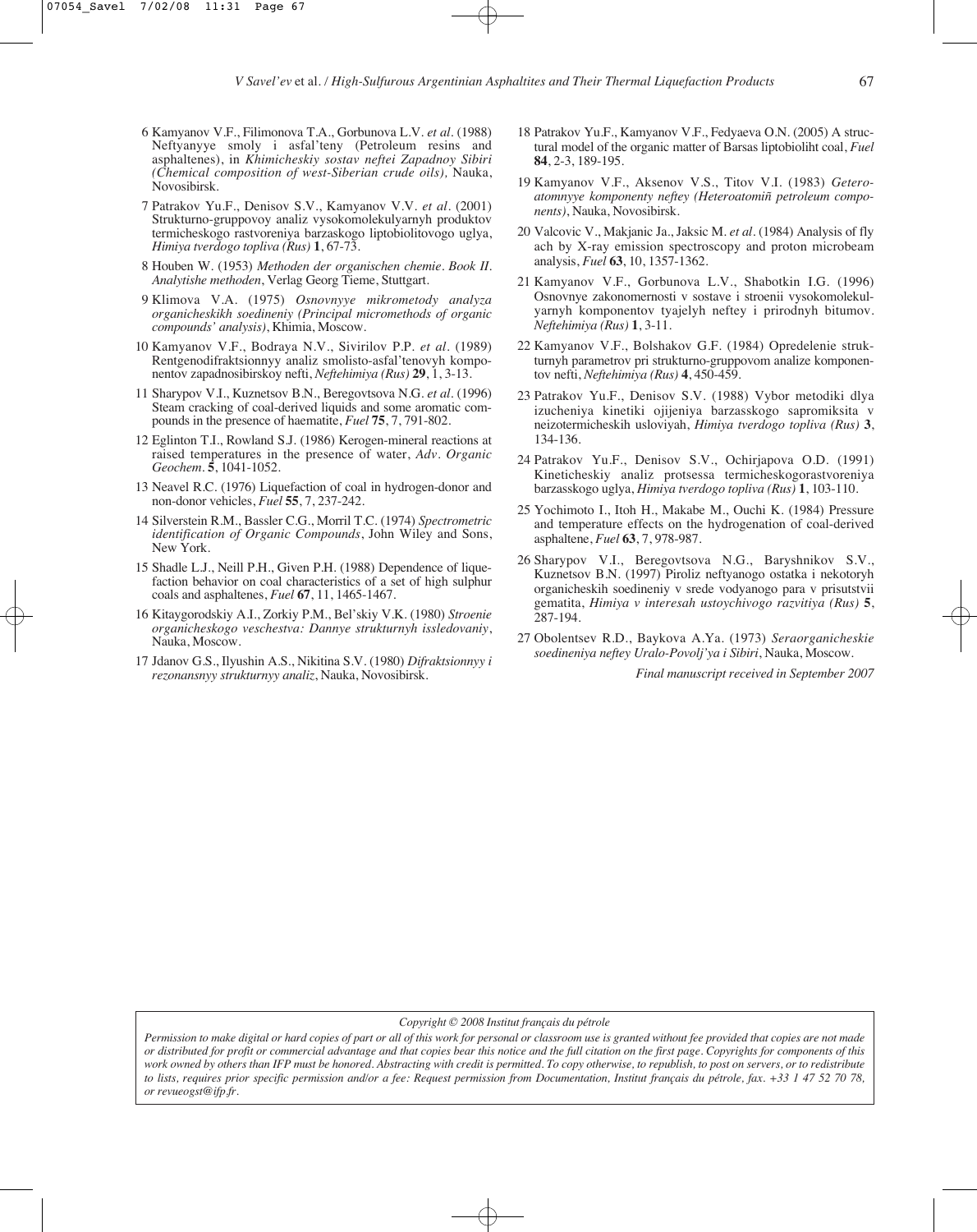6 Kamyanov V.F., Filimonova T.A., Gorbunova L.V. *et al.* (1988) Neftyanyye smoly i asfal'teny (Petroleum resins and asphaltenes), in *Khimicheskiy sostav neftei Zapadnoy Sibiri (Chemical composition of west-Siberian crude oils),* Nauka, Novosibirsk.

7 Patrakov Yu.F., Denisov S.V., Kamyanov V.V. *et al.* (2001) Strukturno-gruppovoy analiz vysokomolekulyarnyh produktov termicheskogo rastvoreniya barzaskogo liptobiolitovogo uglya, *Himiya tverdogo topliva (Rus)* **1**, 67-73.

8 Houben W. (1953) *Methoden der organischen chemie. Book II. Analytishe methoden*, Verlag Georg Tieme, Stuttgart.

9 Klimova V.A. (1975) *Osnovnyye mikrometody analyza organicheskikh soedineniy (Principal micromethods of organic compounds' analysis)*, Khimia, Moscow.

10 Kamyanov V.F., Bodraya N.V., Sivirilov P.P. *et al.* (1989) Rentgenodifraktsionnyy analiz smolisto-asfal'tenovyh komponentov zapadnosibirskoy nefti, *Neftehimiya (Rus)* **29**, 1, 3-13.

11 Sharypov V.I., Kuznetsov B.N., Beregovtsova N.G. *et al.* (1996) Steam cracking of coal-derived liquids and some aromatic compounds in the presence of haematite, *Fuel* **75**, 7, 791-802.

12 Eglinton T.I., Rowland S.J. (1986) Kerogen-mineral reactions at raised temperatures in the presence of water, *Adv. Organic Geochem.* **5**, 1041-1052.

13 Neavel R.C. (1976) Liquefaction of coal in hydrogen-donor and non-donor vehicles, *Fuel* **55**, 7, 237-242.

14 Silverstein R.M., Bassler C.G., Morril T.C. (1974) *Spectrometric identification of Organic Compounds*, John Wiley and Sons, New York.

15 Shadle L.J., Neill P.H., Given P.H. (1988) Dependence of liquefaction behavior on coal characteristics of a set of high sulphur coals and asphaltenes, *Fuel* **67**, 11, 1465-1467.

16 Kitaygorodskiy A.I., Zorkiy P.M., Bel'skiy V.K. (1980) *Stroenie organicheskogo veschestva: Dannye strukturnyh issledovaniy*, Nauka, Moscow.

17 Jdanov G.S., Ilyushin A.S., Nikitina S.V. (1980) *Difraktsionnyy i rezonansnyy strukturnyy analiz*, Nauka, Novosibirsk.

18 Patrakov Yu.F., Kamyanov V.F., Fedyaeva O.N. (2005) A structural model of the organic matter of Barsas liptobioliht coal, *Fuel* **84**, 2-3, 189-195.

19 Kamyanov V.F., Aksenov V.S., Titov V.I. (1983) *Geteroatomnyye komponenty neftey (Heteroatomiñ petroleum components)*, Nauka, Novosibirsk.

20 Valcovic V., Makjanic Ja., Jaksic M. *et al.* (1984) Analysis of fly ach by X-ray emission spectroscopy and proton microbeam analysis, *Fuel* **63**, 10, 1357-1362.

21 Kamyanov V.F., Gorbunova L.V., Shabotkin I.G. (1996) Osnovnye zakonomernosti v sostave i stroenii vysokomolekulyarnyh komponentov tyajelyh neftey i prirodnyh bitumov. *Neftehimiya (Rus)* **1**, 3-11.

22 Kamyanov V.F., Bolshakov G.F. (1984) Opredelenie strukturnyh parametrov pri strukturno-gruppovom analize komponentov nefti, *Neftehimiya (Rus)* **4**, 450-459.

23 Patrakov Yu.F., Denisov S.V. (1988) Vybor metodiki dlya izucheniya kinetiki ojijeniya barzasskogo sapromiksita v neizotermicheskih usloviyah, *Himiya tverdogo topliva (Rus)* **3**, 134-136.

24 Patrakov Yu.F., Denisov S.V., Ochirjapova O.D. (1991) Kineticheskiy analiz protsessa termicheskogorastvoreniya barzasskogo uglya, *Himiya tverdogo topliva (Rus)* **1**, 103-110.

25 Yochimoto I., Itoh H., Makabe M., Ouchi K. (1984) Pressure and temperature effects on the hydrogenation of coal-derived asphaltene, *Fuel* **63**, 7, 978-987.

26 Sharypov V.I., Beregovtsova N.G., Baryshnikov S.V., Kuznetsov B.N. (1997) Piroliz neftyanogo ostatka i nekotoryh organicheskih soedineniy v srede vodyanogo para v prisutstvii gematita, *Himiya v interesah ustoychivogo razvitiya (Rus)* **5**, 287-194.

27 Obolentsev R.D., Baykova A.Ya. (1973) *Seraorganicheskie soedineniya neftey Uralo-Povolj'ya i Sibiri*, Nauka, Moscow.

*Final manuscript received in September 2007*

*Copyright © 2008 Institut français du pétrole*

*Permission to make digital or hard copies of part or all of this work for personal or classroom use is granted without fee provided that copies are not made or distributed for profit or commercial advantage and that copies bear this notice and the full citation on the first page. Copyrights for components of this work owned by others than IFP must be honored. Abstracting with credit is permitted. To copy otherwise, to republish, to post on servers, or to redistribute to lists, requires prior specific permission and/or a fee: Request permission from Documentation, Institut français du pétrole, fax. +33 1 47 52 70 78, or revueogst@ifp.fr.*